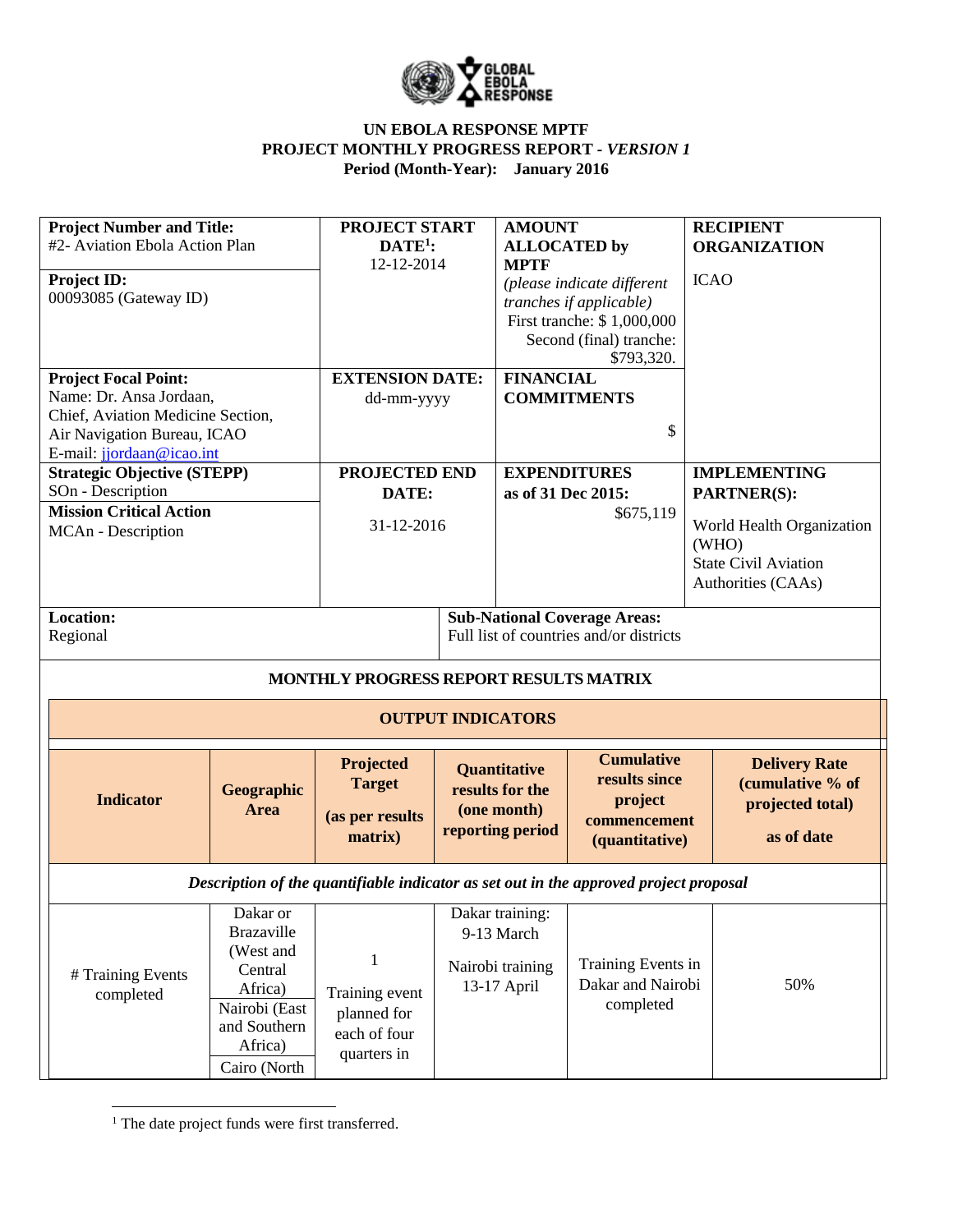# UN EBOLA RESPONSE MPTF

## PROJECT MONTHLY PROGRESS REPORT - *VERSION 1*

**Period (Month-Year): January 2016**

| **Project Number and Title:** #2- Aviation Ebola Action Plan **Project ID:** 00093085 (Gateway ID) | **PROJECT START DATE**[1]**:** 12-12-2014 | **AMOUNT ALLOCATED by MPTF** *(please indicate different tranches if applicable)* First tranche: $ 1,000,000 Second (final) tranche: $793,320. | **RECIPIENT ORGANIZATION** ICAO |
|---|---|---|---|
| **Project Focal Point:** Name: Dr. Ansa Jordaan, Chief, Aviation Medicine Section, Air Navigation Bureau, ICAO E-mail: jjordaan@icao.int | **EXTENSION DATE:** dd-mm-yyyy | **FINANCIAL COMMITMENTS** $ | |
| **Strategic Objective (STEPP)** SOn - Description **Mission Critical Action** MCAn - Description | **PROJECTED END DATE:** 31-12-2016 | **EXPENDITURES as of 31 Dec 2015:** $675,119 | **IMPLEMENTING PARTNER(S):** World Health Organization (WHO) State Civil Aviation Authorities (CAAs) |
| **Location:** Regional | | **Sub-National Coverage Areas:** Full list of countries and/or districts | |

### MONTHLY PROGRESS REPORT RESULTS MATRIX

| OUTPUT INDICATORS | | | | | |
|---|---|---|---|---|---|
| **Indicator** | **Geographic Area** | **Projected Target (as per results matrix)** | **Quantitative results for the (one month) reporting period** | **Cumulative results since project commencement (quantitative)** | **Delivery Rate (cumulative % of projected total) as of date** |
| *Description of the quantifiable indicator as set out in the approved project proposal* | | | | | |
| # Training Events completed | Dakar or Brazaville (West and Central Africa) Nairobi (East and Southern Africa) Cairo (North | 1 Training event planned for each of four quarters in | Dakar training: 9-13 March Nairobi training 13-17 April | Training Events in Dakar and Nairobi completed | 50% |

[1] The date project funds were first transferred.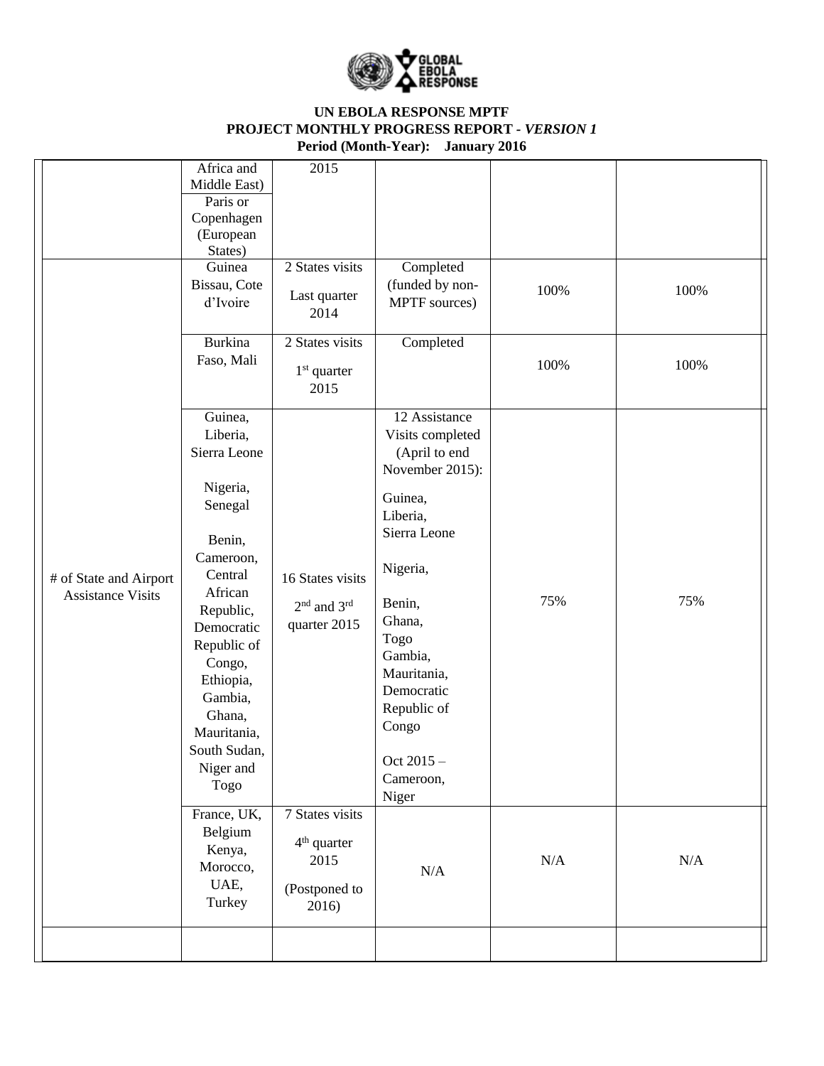# UN EBOLA RESPONSE MPTF

## PROJECT MONTHLY PROGRESS REPORT - *VERSION 1*

**Period (Month-Year): January 2016**

| | | | | | |
|---|---|---|---|---|---|
| | Africa and Middle East)<br>Paris or Copenhagen (European States) | 2015 | | | |
| # of State and Airport Assistance Visits | Guinea Bissau, Cote d'Ivoire | 2 States visits<br>Last quarter 2014 | Completed (funded by non-MPTF sources) | 100% | 100% |
| | Burkina Faso, Mali | 2 States visits<br>1st quarter 2015 | Completed | 100% | 100% |
| | Guinea, Liberia, Sierra Leone<br><br>Nigeria, Senegal<br><br>Benin, Cameroon, Central African Republic, Democratic Republic of Congo, Ethiopia, Gambia, Ghana, Mauritania, South Sudan, Niger and Togo | 16 States visits<br>2nd and 3rd quarter 2015 | 12 Assistance Visits completed (April to end November 2015):<br>Guinea, Liberia, Sierra Leone<br><br>Nigeria,<br><br>Benin, Ghana, Togo Gambia, Mauritania, Democratic Republic of Congo<br><br>Oct 2015 – Cameroon, Niger | 75% | 75% |
| | France, UK, Belgium Kenya, Morocco, UAE, Turkey | 7 States visits<br>4th quarter 2015<br>(Postponed to 2016) | N/A | N/A | N/A |
| | | | | | |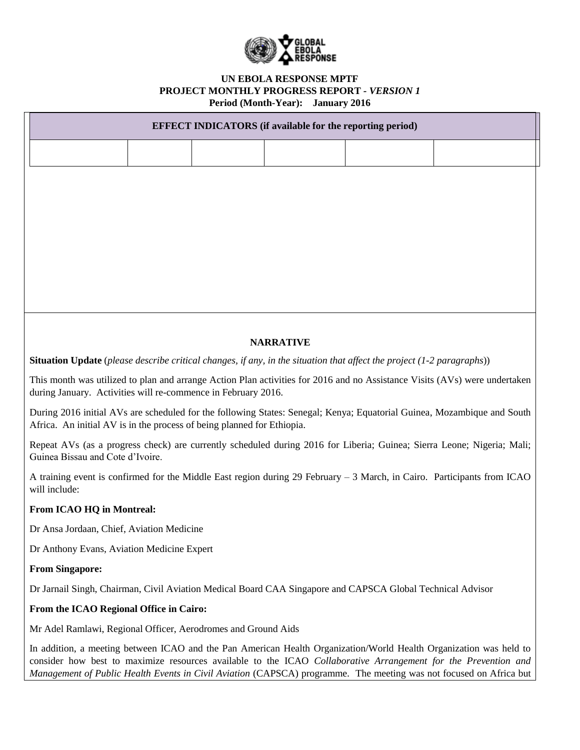**UN EBOLA RESPONSE MPTF**
**PROJECT MONTHLY PROGRESS REPORT - *VERSION 1***
**Period (Month-Year): January 2016**

| EFFECT INDICATORS (if available for the reporting period) | | | | | |
|---|---|---|---|---|---|
| | | | | | |

## NARRATIVE

**Situation Update** (*please describe critical changes, if any, in the situation that affect the project (1-2 paragraphs)*)

This month was utilized to plan and arrange Action Plan activities for 2016 and no Assistance Visits (AVs) were undertaken during January. Activities will re-commence in February 2016.

During 2016 initial AVs are scheduled for the following States: Senegal; Kenya; Equatorial Guinea, Mozambique and South Africa. An initial AV is in the process of being planned for Ethiopia.

Repeat AVs (as a progress check) are currently scheduled during 2016 for Liberia; Guinea; Sierra Leone; Nigeria; Mali; Guinea Bissau and Cote d'Ivoire.

A training event is confirmed for the Middle East region during 29 February – 3 March, in Cairo. Participants from ICAO will include:

**From ICAO HQ in Montreal:**

Dr Ansa Jordaan, Chief, Aviation Medicine

Dr Anthony Evans, Aviation Medicine Expert

**From Singapore:**

Dr Jarnail Singh, Chairman, Civil Aviation Medical Board CAA Singapore and CAPSCA Global Technical Advisor

**From the ICAO Regional Office in Cairo:**

Mr Adel Ramlawi, Regional Officer, Aerodromes and Ground Aids

In addition, a meeting between ICAO and the Pan American Health Organization/World Health Organization was held to consider how best to maximize resources available to the ICAO *Collaborative Arrangement for the Prevention and Management of Public Health Events in Civil Aviation* (CAPSCA) programme. The meeting was not focused on Africa but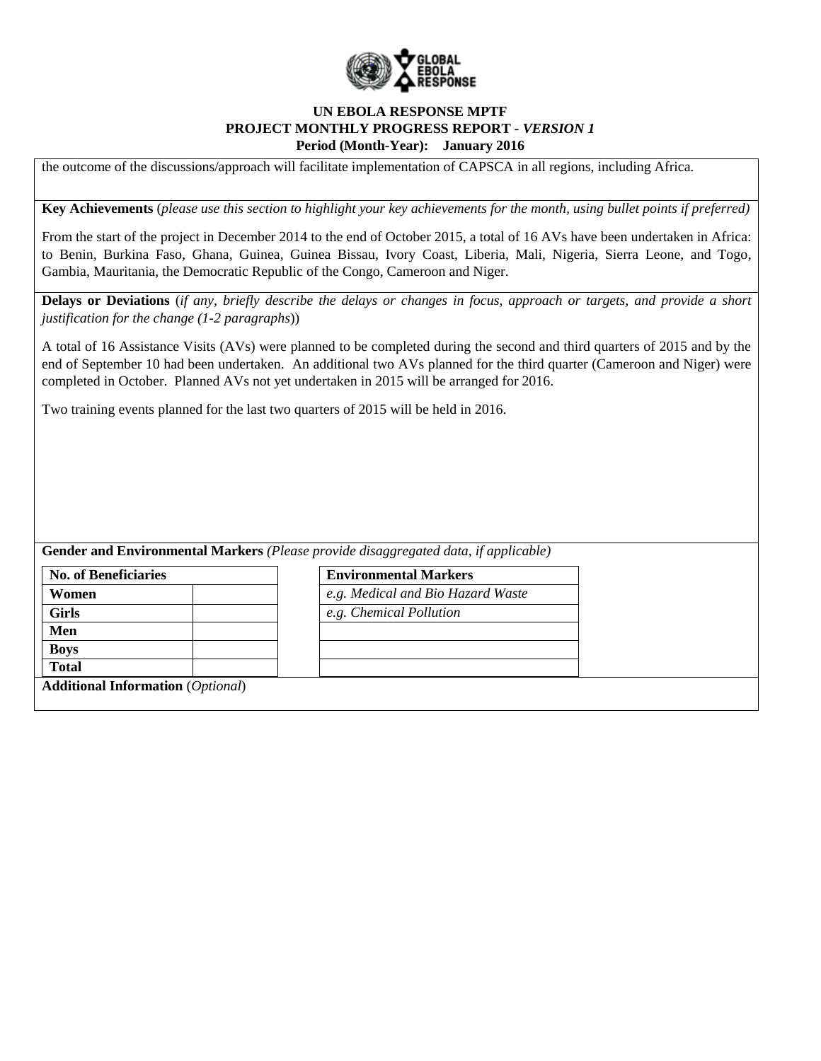**UN EBOLA RESPONSE MPTF**
**PROJECT MONTHLY PROGRESS REPORT -** ***VERSION 1***
**Period (Month-Year): January 2016**

the outcome of the discussions/approach will facilitate implementation of CAPSCA in all regions, including Africa.

**Key Achievements** (*please use this section to highlight your key achievements for the month, using bullet points if preferred)*

From the start of the project in December 2014 to the end of October 2015, a total of 16 AVs have been undertaken in Africa: to Benin, Burkina Faso, Ghana, Guinea, Guinea Bissau, Ivory Coast, Liberia, Mali, Nigeria, Sierra Leone, and Togo, Gambia, Mauritania, the Democratic Republic of the Congo, Cameroon and Niger.

**Delays or Deviations** (*if any, briefly describe the delays or changes in focus, approach or targets, and provide a short justification for the change (1-2 paragraphs)*)

A total of 16 Assistance Visits (AVs) were planned to be completed during the second and third quarters of 2015 and by the end of September 10 had been undertaken. An additional two AVs planned for the third quarter (Cameroon and Niger) were completed in October. Planned AVs not yet undertaken in 2015 will be arranged for 2016.

Two training events planned for the last two quarters of 2015 will be held in 2016.

**Gender and Environmental Markers** *(Please provide disaggregated data, if applicable)*

| **No. of Beneficiaries** | |
|---|---|
| **Women** | |
| **Girls** | |
| **Men** | |
| **Boys** | |
| **Total** | |

| **Environmental Markers** |
|---|
| *e.g. Medical and Bio Hazard Waste* |
| *e.g. Chemical Pollution* |
| |
| |
| |

**Additional Information** (*Optional*)